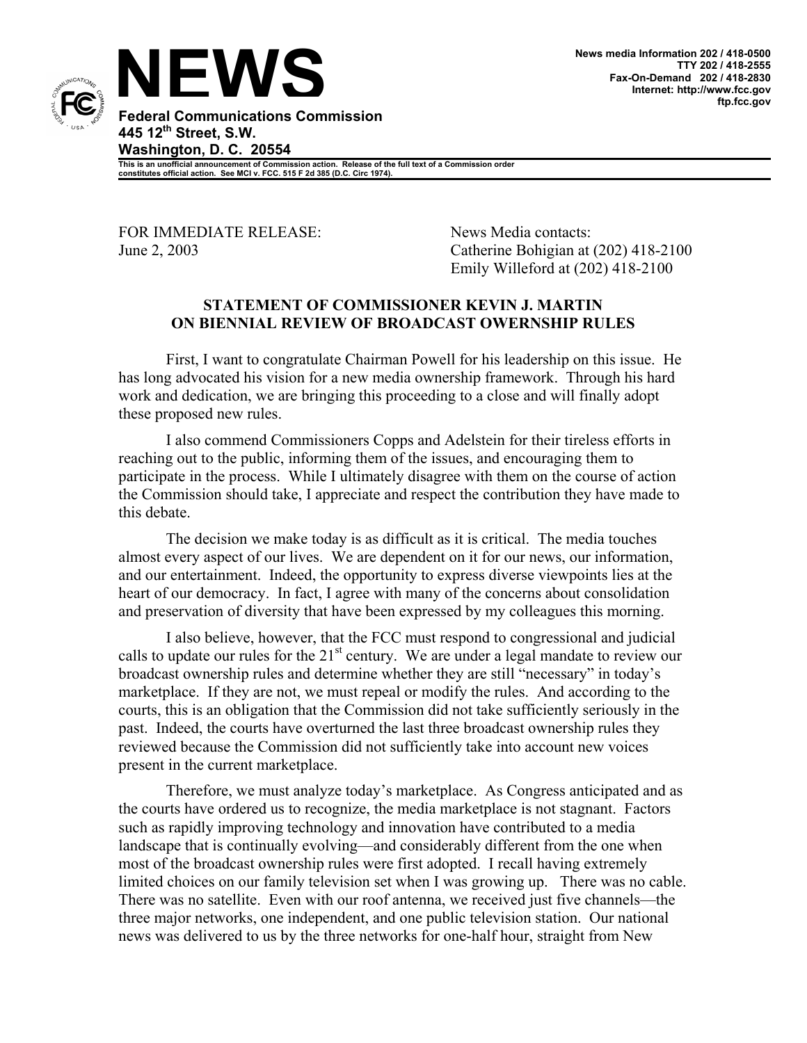# NEWS

**News media Information 202 / 418-0500**
**TTY 202 / 418-2555**
**Fax-On-Demand 202 / 418-2830**
**Internet: http://www.fcc.gov**
**ftp.fcc.gov**

**Federal Communications Commission**
**445 12th Street, S.W.**
**Washington, D. C. 20554**

**This is an unofficial announcement of Commission action. Release of the full text of a Commission order constitutes official action. See MCI v. FCC. 515 F 2d 385 (D.C. Circ 1974).**

FOR IMMEDIATE RELEASE:
June 2, 2003

News Media contacts:
Catherine Bohigian at (202) 418-2100
Emily Willeford at (202) 418-2100

## STATEMENT OF COMMISSIONER KEVIN J. MARTIN ON BIENNIAL REVIEW OF BROADCAST OWERNSHIP RULES

First, I want to congratulate Chairman Powell for his leadership on this issue. He has long advocated his vision for a new media ownership framework. Through his hard work and dedication, we are bringing this proceeding to a close and will finally adopt these proposed new rules.

I also commend Commissioners Copps and Adelstein for their tireless efforts in reaching out to the public, informing them of the issues, and encouraging them to participate in the process. While I ultimately disagree with them on the course of action the Commission should take, I appreciate and respect the contribution they have made to this debate.

The decision we make today is as difficult as it is critical. The media touches almost every aspect of our lives. We are dependent on it for our news, our information, and our entertainment. Indeed, the opportunity to express diverse viewpoints lies at the heart of our democracy. In fact, I agree with many of the concerns about consolidation and preservation of diversity that have been expressed by my colleagues this morning.

I also believe, however, that the FCC must respond to congressional and judicial calls to update our rules for the 21st century. We are under a legal mandate to review our broadcast ownership rules and determine whether they are still "necessary" in today's marketplace. If they are not, we must repeal or modify the rules. And according to the courts, this is an obligation that the Commission did not take sufficiently seriously in the past. Indeed, the courts have overturned the last three broadcast ownership rules they reviewed because the Commission did not sufficiently take into account new voices present in the current marketplace.

Therefore, we must analyze today's marketplace. As Congress anticipated and as the courts have ordered us to recognize, the media marketplace is not stagnant. Factors such as rapidly improving technology and innovation have contributed to a media landscape that is continually evolving—and considerably different from the one when most of the broadcast ownership rules were first adopted. I recall having extremely limited choices on our family television set when I was growing up. There was no cable. There was no satellite. Even with our roof antenna, we received just five channels—the three major networks, one independent, and one public television station. Our national news was delivered to us by the three networks for one-half hour, straight from New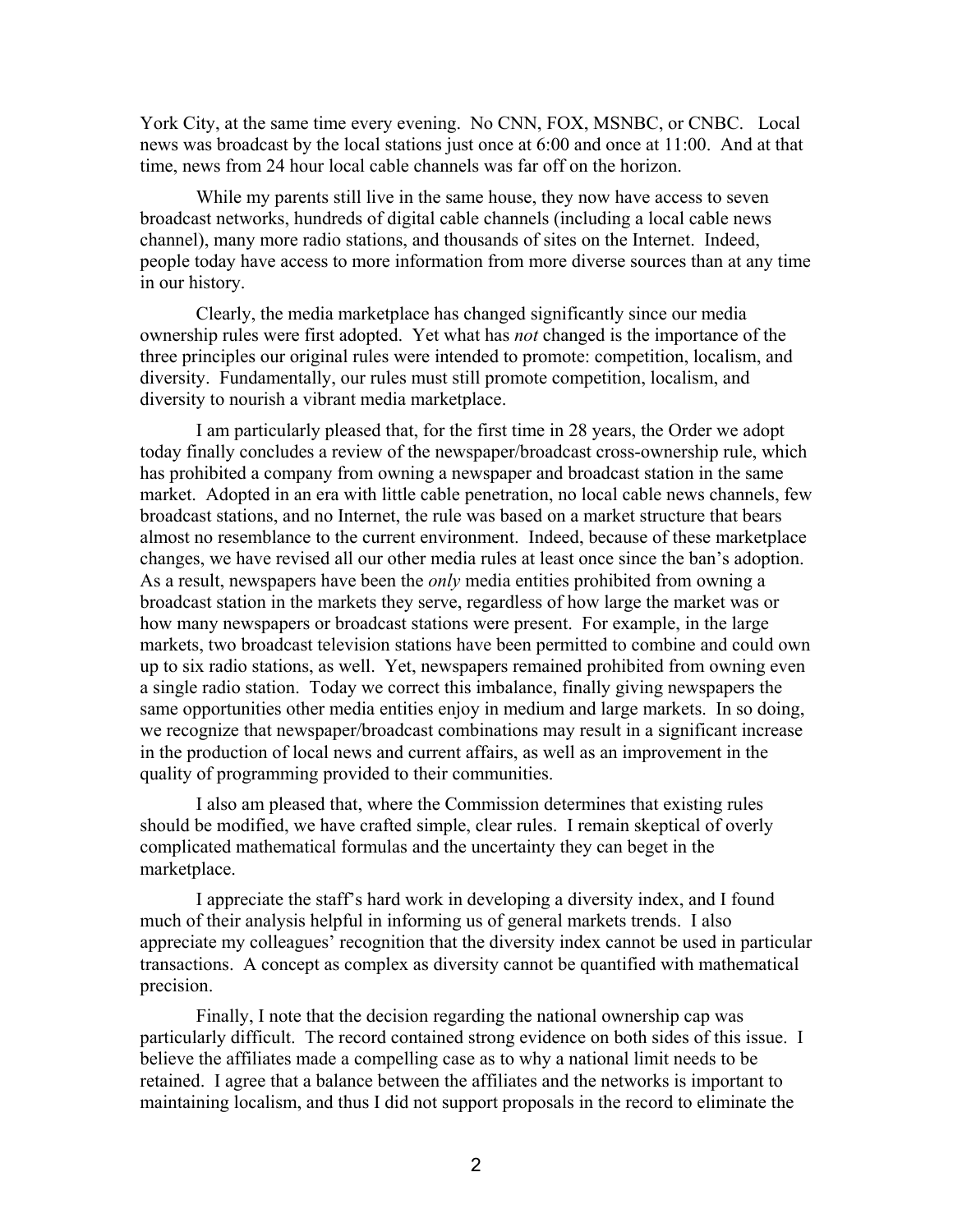York City, at the same time every evening. No CNN, FOX, MSNBC, or CNBC. Local news was broadcast by the local stations just once at 6:00 and once at 11:00. And at that time, news from 24 hour local cable channels was far off on the horizon.

While my parents still live in the same house, they now have access to seven broadcast networks, hundreds of digital cable channels (including a local cable news channel), many more radio stations, and thousands of sites on the Internet. Indeed, people today have access to more information from more diverse sources than at any time in our history.

Clearly, the media marketplace has changed significantly since our media ownership rules were first adopted. Yet what has *not* changed is the importance of the three principles our original rules were intended to promote: competition, localism, and diversity. Fundamentally, our rules must still promote competition, localism, and diversity to nourish a vibrant media marketplace.

I am particularly pleased that, for the first time in 28 years, the Order we adopt today finally concludes a review of the newspaper/broadcast cross-ownership rule, which has prohibited a company from owning a newspaper and broadcast station in the same market. Adopted in an era with little cable penetration, no local cable news channels, few broadcast stations, and no Internet, the rule was based on a market structure that bears almost no resemblance to the current environment. Indeed, because of these marketplace changes, we have revised all our other media rules at least once since the ban's adoption. As a result, newspapers have been the *only* media entities prohibited from owning a broadcast station in the markets they serve, regardless of how large the market was or how many newspapers or broadcast stations were present. For example, in the large markets, two broadcast television stations have been permitted to combine and could own up to six radio stations, as well. Yet, newspapers remained prohibited from owning even a single radio station. Today we correct this imbalance, finally giving newspapers the same opportunities other media entities enjoy in medium and large markets. In so doing, we recognize that newspaper/broadcast combinations may result in a significant increase in the production of local news and current affairs, as well as an improvement in the quality of programming provided to their communities.

I also am pleased that, where the Commission determines that existing rules should be modified, we have crafted simple, clear rules. I remain skeptical of overly complicated mathematical formulas and the uncertainty they can beget in the marketplace.

I appreciate the staff's hard work in developing a diversity index, and I found much of their analysis helpful in informing us of general markets trends. I also appreciate my colleagues' recognition that the diversity index cannot be used in particular transactions. A concept as complex as diversity cannot be quantified with mathematical precision.

Finally, I note that the decision regarding the national ownership cap was particularly difficult. The record contained strong evidence on both sides of this issue. I believe the affiliates made a compelling case as to why a national limit needs to be retained. I agree that a balance between the affiliates and the networks is important to maintaining localism, and thus I did not support proposals in the record to eliminate the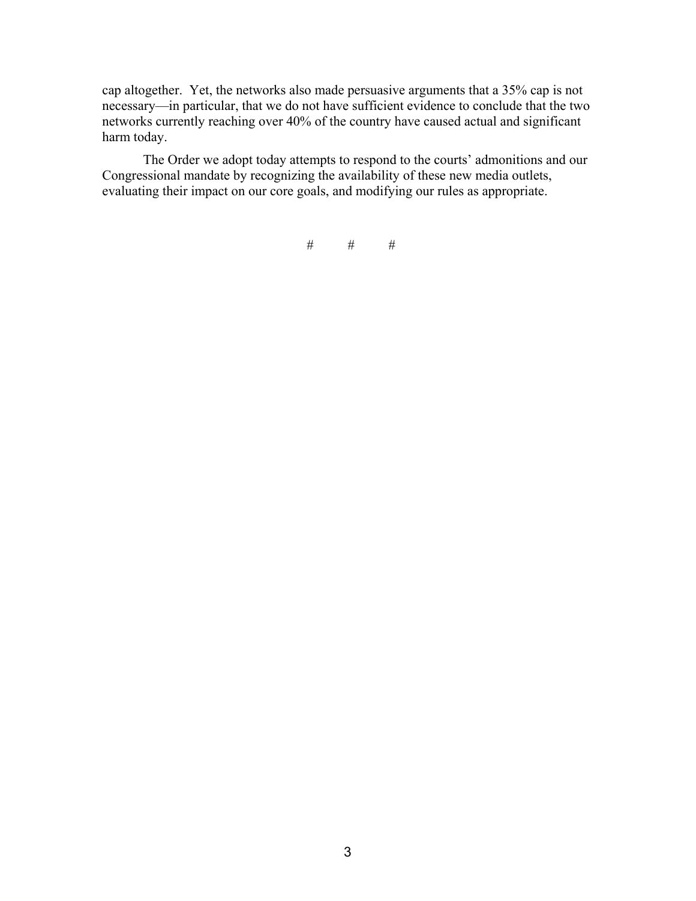cap altogether. Yet, the networks also made persuasive arguments that a 35% cap is not necessary—in particular, that we do not have sufficient evidence to conclude that the two networks currently reaching over 40% of the country have caused actual and significant harm today.

The Order we adopt today attempts to respond to the courts' admonitions and our Congressional mandate by recognizing the availability of these new media outlets, evaluating their impact on our core goals, and modifying our rules as appropriate.

\# \# \#